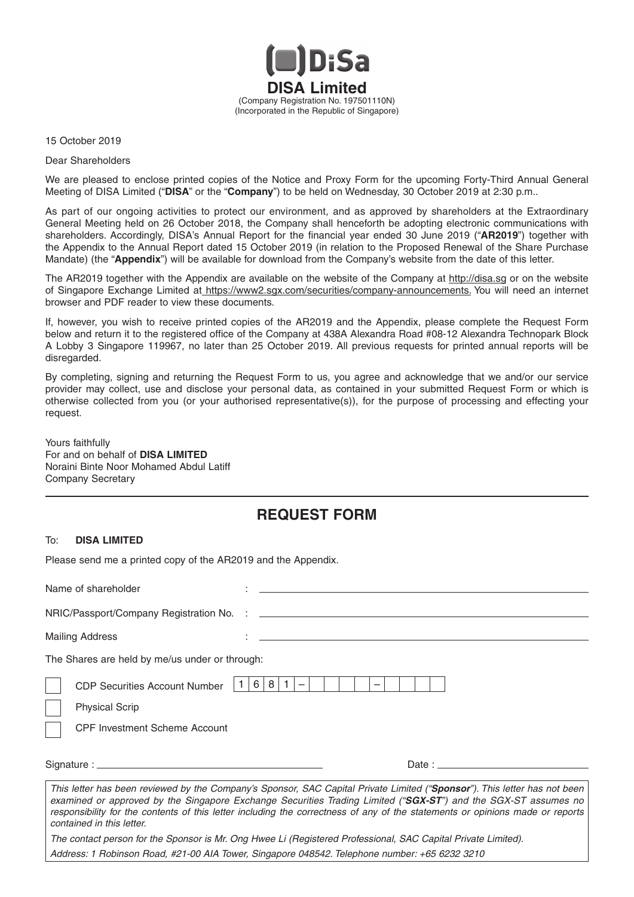**DISA Limited**

(Company Registration No. 197501110N)
(Incorporated in the Republic of Singapore)

15 October 2019

Dear Shareholders

We are pleased to enclose printed copies of the Notice and Proxy Form for the upcoming Forty-Third Annual General Meeting of DISA Limited ("**DISA**" or the "**Company**") to be held on Wednesday, 30 October 2019 at 2:30 p.m..

As part of our ongoing activities to protect our environment, and as approved by shareholders at the Extraordinary General Meeting held on 26 October 2018, the Company shall henceforth be adopting electronic communications with shareholders. Accordingly, DISA's Annual Report for the financial year ended 30 June 2019 ("**AR2019**") together with the Appendix to the Annual Report dated 15 October 2019 (in relation to the Proposed Renewal of the Share Purchase Mandate) (the "**Appendix**") will be available for download from the Company's website from the date of this letter.

The AR2019 together with the Appendix are available on the website of the Company at http://disa.sg or on the website of Singapore Exchange Limited at https://www2.sgx.com/securities/company-announcements. You will need an internet browser and PDF reader to view these documents.

If, however, you wish to receive printed copies of the AR2019 and the Appendix, please complete the Request Form below and return it to the registered office of the Company at 438A Alexandra Road #08-12 Alexandra Technopark Block A Lobby 3 Singapore 119967, no later than 25 October 2019. All previous requests for printed annual reports will be disregarded.

By completing, signing and returning the Request Form to us, you agree and acknowledge that we and/or our service provider may collect, use and disclose your personal data, as contained in your submitted Request Form or which is otherwise collected from you (or your authorised representative(s)), for the purpose of processing and effecting your request.

Yours faithfully
For and on behalf of **DISA LIMITED**
Noraini Binte Noor Mohamed Abdul Latiff
Company Secretary

---

## REQUEST FORM

To: **DISA LIMITED**

Please send me a printed copy of the AR2019 and the Appendix.

Name of shareholder : ______________________________

NRIC/Passport/Company Registration No. : ______________________________

Mailing Address : ______________________________

The Shares are held by me/us under or through:

☐ CDP Securities Account Number 1681 – _ _ _ _ _ – _ _ _ _

☐ Physical Scrip

☐ CPF Investment Scheme Account

Signature : ______________________________ Date : ______________________________

*This letter has been reviewed by the Company's Sponsor, SAC Capital Private Limited ("**Sponsor**"). This letter has not been examined or approved by the Singapore Exchange Securities Trading Limited ("**SGX-ST**") and the SGX-ST assumes no responsibility for the contents of this letter including the correctness of any of the statements or opinions made or reports contained in this letter.*

*The contact person for the Sponsor is Mr. Ong Hwee Li (Registered Professional, SAC Capital Private Limited).*

*Address: 1 Robinson Road, #21-00 AIA Tower, Singapore 048542. Telephone number: +65 6232 3210*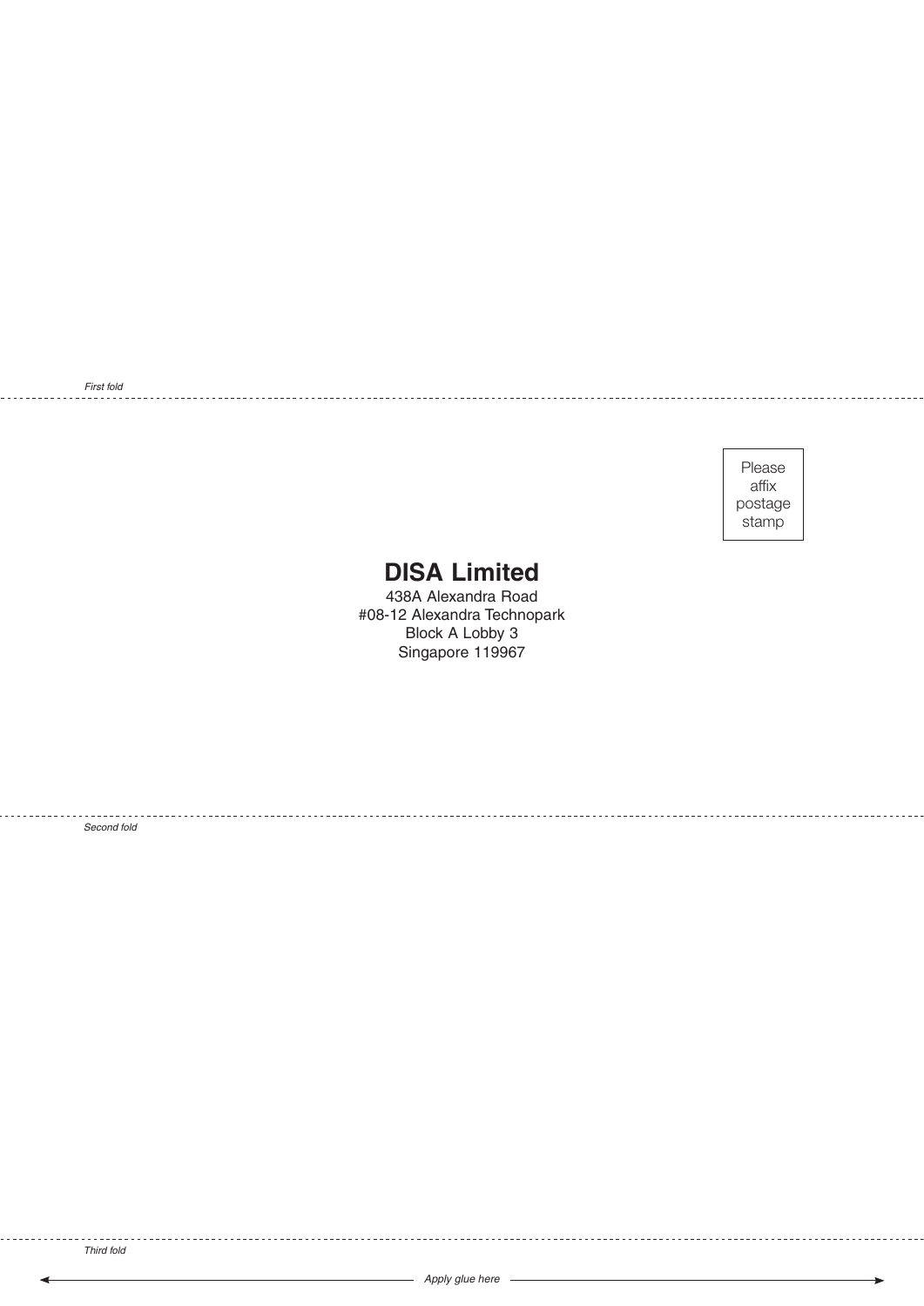*First fold*

Please affix postage stamp

**DISA Limited**

438A Alexandra Road
#08-12 Alexandra Technopark
Block A Lobby 3
Singapore 119967

*Second fold*

*Third fold*

*Apply glue here*